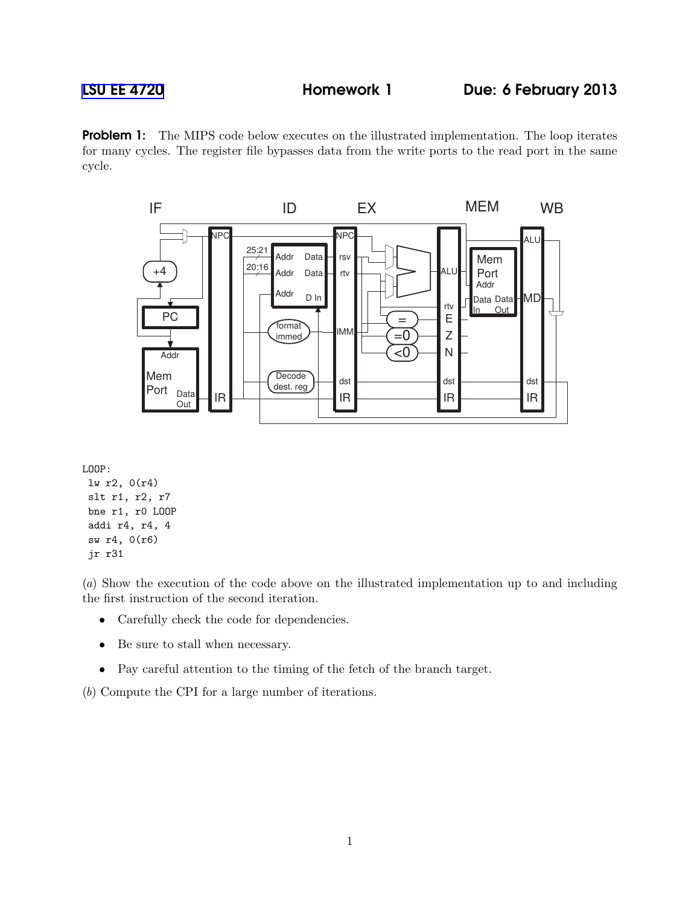LSU EE 4720 **Homework 1** **Due: 6 February 2013**

**Problem 1:** The MIPS code below executes on the illustrated implementation. The loop iterates for many cycles. The register file bypasses data from the write ports to the read port in the same cycle.

```
LOOP:
 lw r2, 0(r4)
 slt r1, r2, r7
 bne r1, r0 LOOP
 addi r4, r4, 4
 sw r4, 0(r6)
 jr r31
```

(*a*) Show the execution of the code above on the illustrated implementation up to and including the first instruction of the second iteration.

- Carefully check the code for dependencies.
- Be sure to stall when necessary.
- Pay careful attention to the timing of the fetch of the branch target.

(*b*) Compute the CPI for a large number of iterations.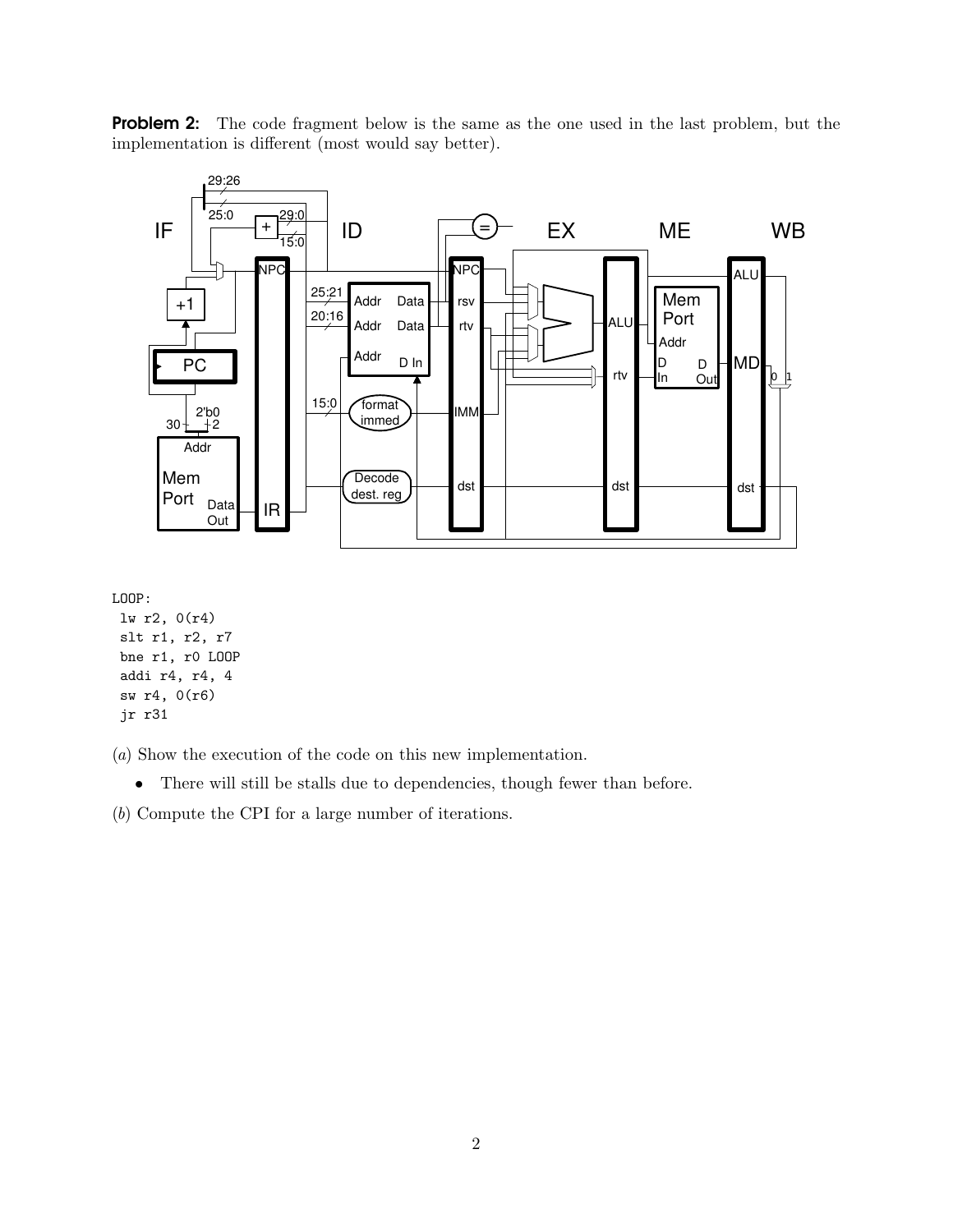**Problem 2:** The code fragment below is the same as the one used in the last problem, but the implementation is different (most would say better).

```
LOOP:
 lw r2, 0(r4)
 slt r1, r2, r7
 bne r1, r0 LOOP
 addi r4, r4, 4
 sw r4, 0(r6)
 jr r31
```

(*a*) Show the execution of the code on this new implementation.

- There will still be stalls due to dependencies, though fewer than before.

(*b*) Compute the CPI for a large number of iterations.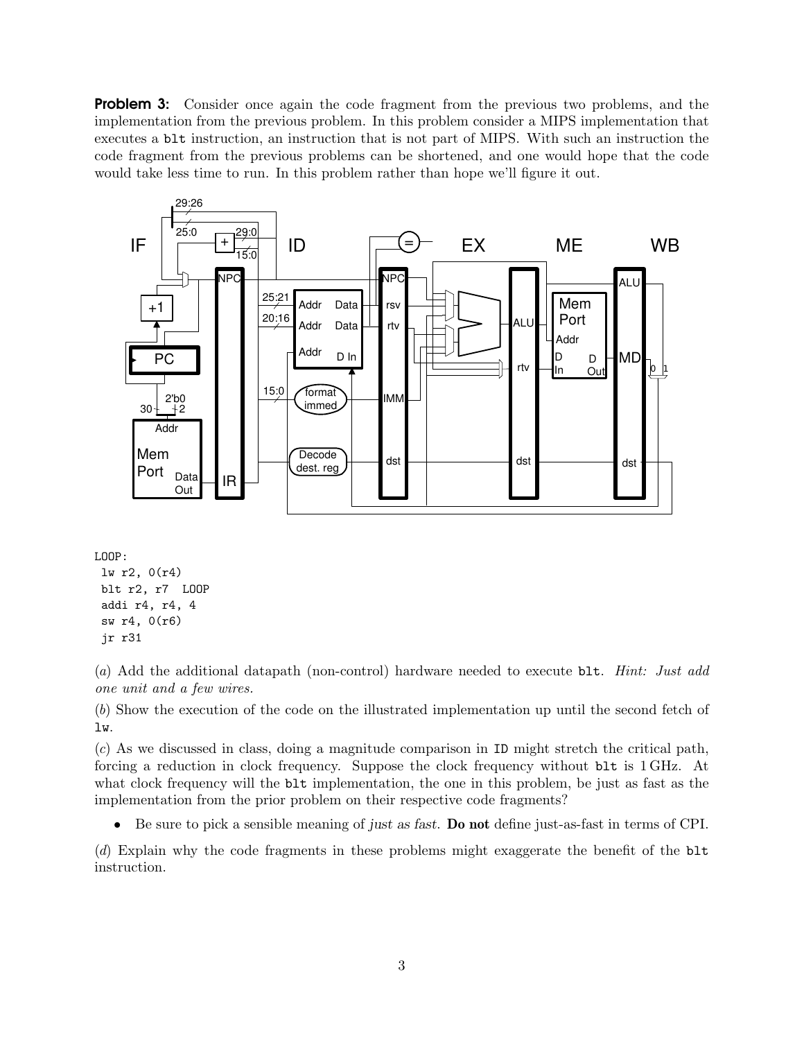**Problem 3:** Consider once again the code fragment from the previous two problems, and the implementation from the previous problem. In this problem consider a MIPS implementation that executes a `blt` instruction, an instruction that is not part of MIPS. With such an instruction the code fragment from the previous problems can be shortened, and one would hope that the code would take less time to run. In this problem rather than hope we'll figure it out.

IF ID EX ME WB

29:26
25:0
29:0
15:0
NPC
+1
PC
2'b0
30
2
Addr
Mem
Port
Data
Out
IR
25:21
20:16
Addr Data
Addr Data
Addr D In
15:0
format
immed
Decode
dest. reg
=
NPC
rsv
rtv
IMM
dst
ALU
rtv
dst
Mem
Port
Addr
D
In
D
Out
ALU
MD
dst
0 1

```
LOOP:
 lw r2, 0(r4)
 blt r2, r7  LOOP
 addi r4, r4, 4
 sw r4, 0(r6)
 jr r31
```

(*a*) Add the additional datapath (non-control) hardware needed to execute `blt`. *Hint: Just add one unit and a few wires.*

(*b*) Show the execution of the code on the illustrated implementation up until the second fetch of `lw`.

(*c*) As we discussed in class, doing a magnitude comparison in `ID` might stretch the critical path, forcing a reduction in clock frequency. Suppose the clock frequency without `blt` is 1 GHz. At what clock frequency will the `blt` implementation, the one in this problem, be just as fast as the implementation from the prior problem on their respective code fragments?

- Be sure to pick a sensible meaning of *just as fast*. **Do not** define just-as-fast in terms of CPI.

(*d*) Explain why the code fragments in these problems might exaggerate the benefit of the `blt` instruction.